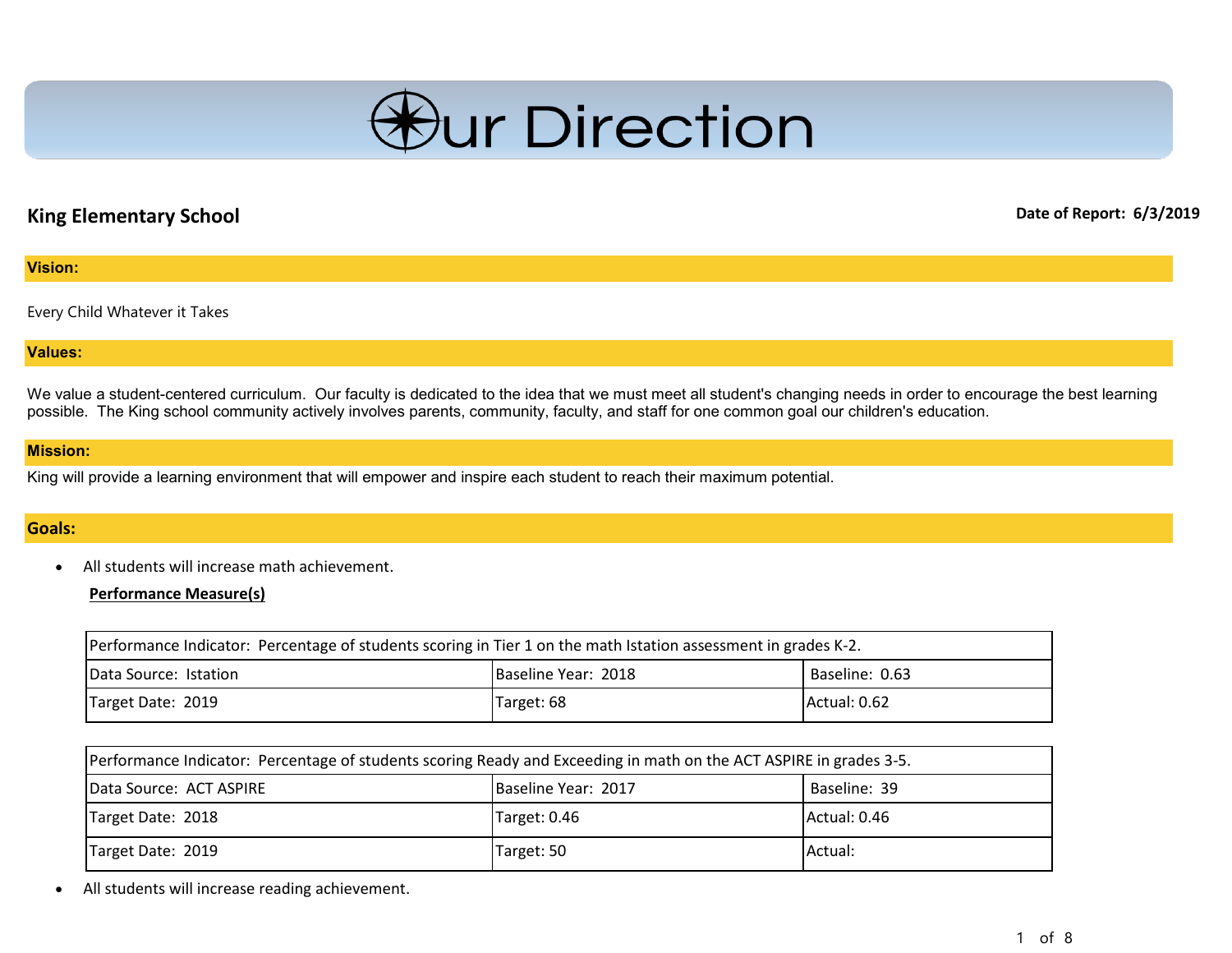# Our Direction

**King Elementary School**

**Date of Report: 6/3/2019**

## Vision:

Every Child Whatever it Takes

## Values:

We value a student-centered curriculum. Our faculty is dedicated to the idea that we must meet all student's changing needs in order to encourage the best learning possible. The King school community actively involves parents, community, faculty, and staff for one common goal our children's education.

## Mission:

King will provide a learning environment that will empower and inspire each student to reach their maximum potential.

## Goals:

- All students will increase math achievement.

**Performance Measure(s)**

| Performance Indicator: Percentage of students scoring in Tier 1 on the math Istation assessment in grades K-2. | | |
|---|---|---|
| Data Source: Istation | Baseline Year: 2018 | Baseline: 0.63 |
| Target Date: 2019 | Target: 68 | Actual: 0.62 |

| Performance Indicator: Percentage of students scoring Ready and Exceeding in math on the ACT ASPIRE in grades 3-5. | | |
|---|---|---|
| Data Source: ACT ASPIRE | Baseline Year: 2017 | Baseline: 39 |
| Target Date: 2018 | Target: 0.46 | Actual: 0.46 |
| Target Date: 2019 | Target: 50 | Actual: |

- All students will increase reading achievement.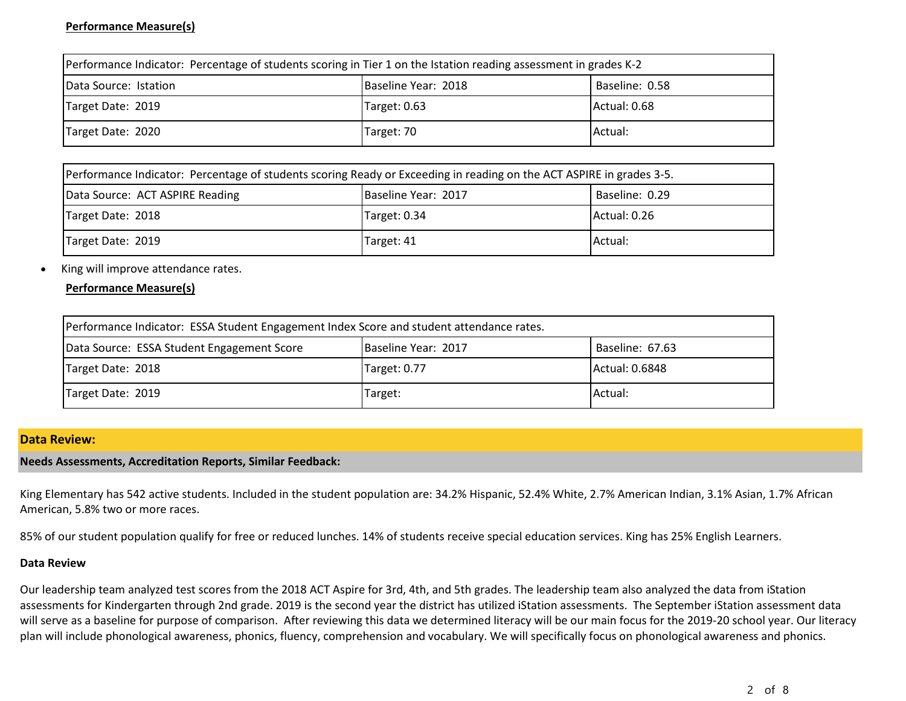**Performance Measure(s)**

| Performance Indicator: Percentage of students scoring in Tier 1 on the Istation reading assessment in grades K-2 | | |
|---|---|---|
| Data Source: Istation | Baseline Year: 2018 | Baseline: 0.58 |
| Target Date: 2019 | Target: 0.63 | Actual: 0.68 |
| Target Date: 2020 | Target: 70 | Actual: |

| Performance Indicator: Percentage of students scoring Ready or Exceeding in reading on the ACT ASPIRE in grades 3-5. | | |
|---|---|---|
| Data Source: ACT ASPIRE Reading | Baseline Year: 2017 | Baseline: 0.29 |
| Target Date: 2018 | Target: 0.34 | Actual: 0.26 |
| Target Date: 2019 | Target: 41 | Actual: |

- King will improve attendance rates.

**Performance Measure(s)**

| Performance Indicator: ESSA Student Engagement Index Score and student attendance rates. | | |
|---|---|---|
| Data Source: ESSA Student Engagement Score | Baseline Year: 2017 | Baseline: 67.63 |
| Target Date: 2018 | Target: 0.77 | Actual: 0.6848 |
| Target Date: 2019 | Target: | Actual: |

## Data Review:

### Needs Assessments, Accreditation Reports, Similar Feedback:

King Elementary has 542 active students. Included in the student population are: 34.2% Hispanic, 52.4% White, 2.7% American Indian, 3.1% Asian, 1.7% African American, 5.8% two or more races.

85% of our student population qualify for free or reduced lunches. 14% of students receive special education services. King has 25% English Learners.

**Data Review**

Our leadership team analyzed test scores from the 2018 ACT Aspire for 3rd, 4th, and 5th grades. The leadership team also analyzed the data from iStation assessments for Kindergarten through 2nd grade. 2019 is the second year the district has utilized iStation assessments. The September iStation assessment data will serve as a baseline for purpose of comparison. After reviewing this data we determined literacy will be our main focus for the 2019-20 school year. Our literacy plan will include phonological awareness, phonics, fluency, comprehension and vocabulary. We will specifically focus on phonological awareness and phonics.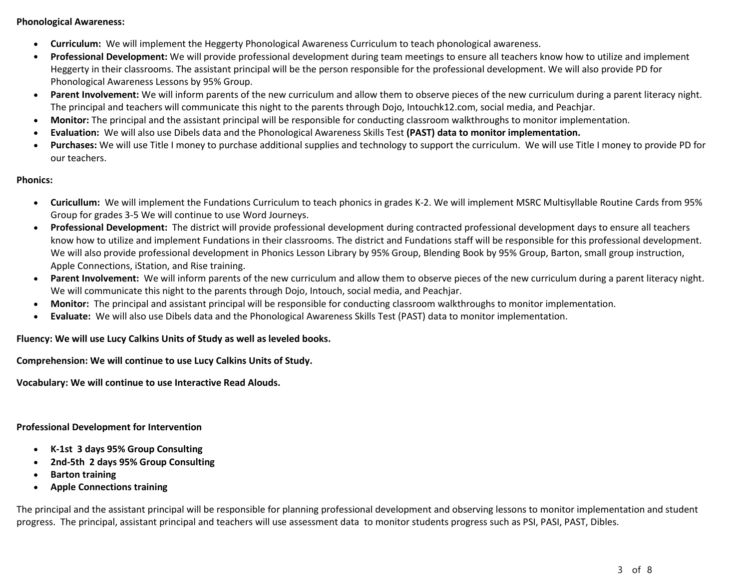**Phonological Awareness:**

- **Curriculum:** We will implement the Heggerty Phonological Awareness Curriculum to teach phonological awareness.
- **Professional Development:** We will provide professional development during team meetings to ensure all teachers know how to utilize and implement Heggerty in their classrooms. The assistant principal will be the person responsible for the professional development. We will also provide PD for Phonological Awareness Lessons by 95% Group.
- **Parent Involvement:** We will inform parents of the new curriculum and allow them to observe pieces of the new curriculum during a parent literacy night. The principal and teachers will communicate this night to the parents through Dojo, Intouchk12.com, social media, and Peachjar.
- **Monitor:** The principal and the assistant principal will be responsible for conducting classroom walkthroughs to monitor implementation.
- **Evaluation:** We will also use Dibels data and the Phonological Awareness Skills Test **(PAST) data to monitor implementation.**
- **Purchases:** We will use Title I money to purchase additional supplies and technology to support the curriculum. We will use Title I money to provide PD for our teachers.

**Phonics:**

- **Curicullum:** We will implement the Fundations Curriculum to teach phonics in grades K-2. We will implement MSRC Multisyllable Routine Cards from 95% Group for grades 3-5 We will continue to use Word Journeys.
- **Professional Development:** The district will provide professional development during contracted professional development days to ensure all teachers know how to utilize and implement Fundations in their classrooms. The district and Fundations staff will be responsible for this professional development. We will also provide professional development in Phonics Lesson Library by 95% Group, Blending Book by 95% Group, Barton, small group instruction, Apple Connections, iStation, and Rise training.
- **Parent Involvement:** We will inform parents of the new curriculum and allow them to observe pieces of the new curriculum during a parent literacy night. We will communicate this night to the parents through Dojo, Intouch, social media, and Peachjar.
- **Monitor:** The principal and assistant principal will be responsible for conducting classroom walkthroughs to monitor implementation.
- **Evaluate:** We will also use Dibels data and the Phonological Awareness Skills Test (PAST) data to monitor implementation.

**Fluency: We will use Lucy Calkins Units of Study as well as leveled books.**

**Comprehension: We will continue to use Lucy Calkins Units of Study.**

**Vocabulary: We will continue to use Interactive Read Alouds.**

**Professional Development for Intervention**

- **K-1st 3 days 95% Group Consulting**
- **2nd-5th 2 days 95% Group Consulting**
- **Barton training**
- **Apple Connections training**

The principal and the assistant principal will be responsible for planning professional development and observing lessons to monitor implementation and student progress. The principal, assistant principal and teachers will use assessment data to monitor students progress such as PSI, PASI, PAST, Dibles.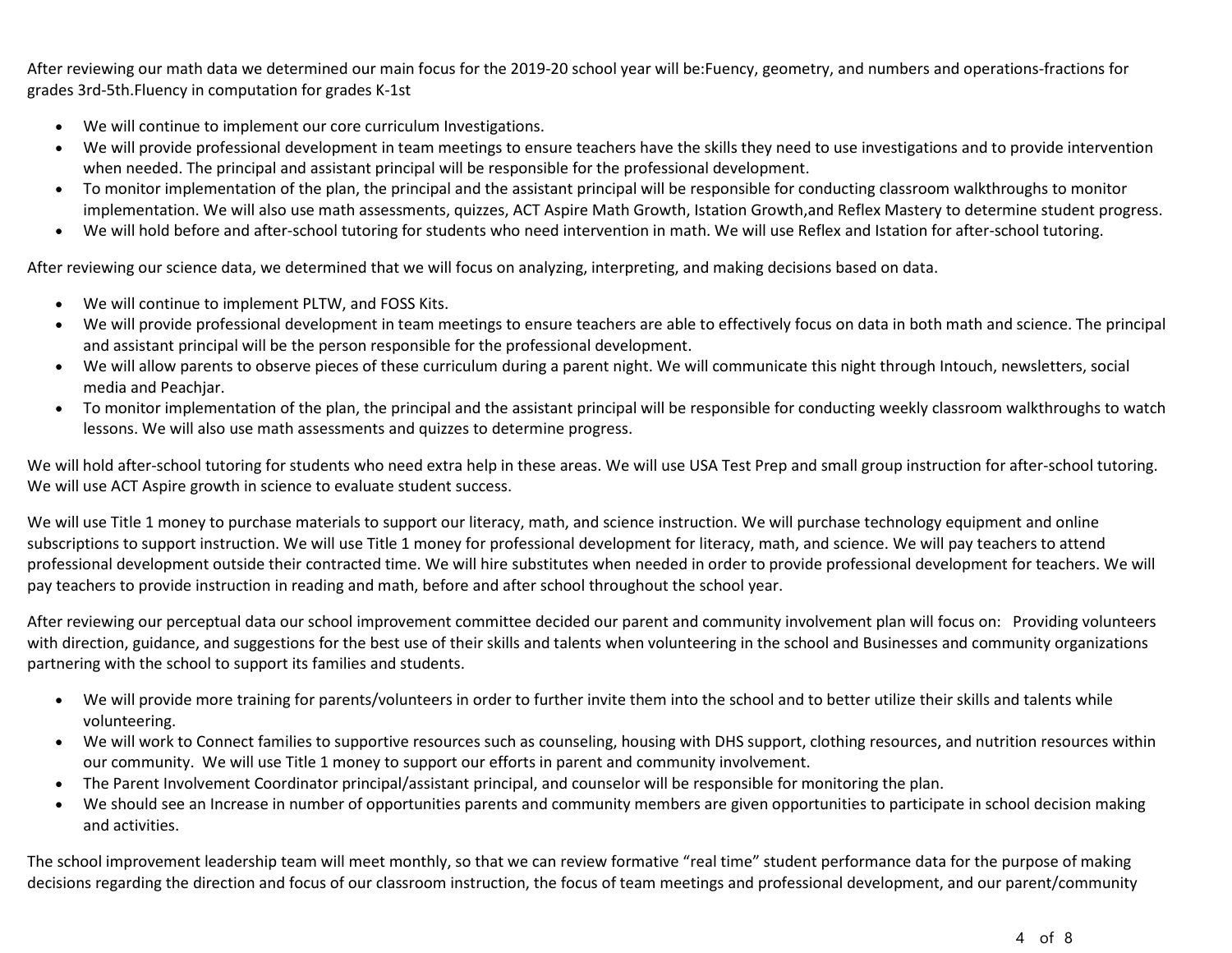After reviewing our math data we determined our main focus for the 2019-20 school year will be:Fuency, geometry, and numbers and operations-fractions for grades 3rd-5th.Fluency in computation for grades K-1st

- We will continue to implement our core curriculum Investigations.
- We will provide professional development in team meetings to ensure teachers have the skills they need to use investigations and to provide intervention when needed. The principal and assistant principal will be responsible for the professional development.
- To monitor implementation of the plan, the principal and the assistant principal will be responsible for conducting classroom walkthroughs to monitor implementation. We will also use math assessments, quizzes, ACT Aspire Math Growth, Istation Growth,and Reflex Mastery to determine student progress.
- We will hold before and after-school tutoring for students who need intervention in math. We will use Reflex and Istation for after-school tutoring.

After reviewing our science data, we determined that we will focus on analyzing, interpreting, and making decisions based on data.

- We will continue to implement PLTW, and FOSS Kits.
- We will provide professional development in team meetings to ensure teachers are able to effectively focus on data in both math and science. The principal and assistant principal will be the person responsible for the professional development.
- We will allow parents to observe pieces of these curriculum during a parent night. We will communicate this night through Intouch, newsletters, social media and Peachjar.
- To monitor implementation of the plan, the principal and the assistant principal will be responsible for conducting weekly classroom walkthroughs to watch lessons. We will also use math assessments and quizzes to determine progress.

We will hold after-school tutoring for students who need extra help in these areas. We will use USA Test Prep and small group instruction for after-school tutoring. We will use ACT Aspire growth in science to evaluate student success.

We will use Title 1 money to purchase materials to support our literacy, math, and science instruction. We will purchase technology equipment and online subscriptions to support instruction. We will use Title 1 money for professional development for literacy, math, and science. We will pay teachers to attend professional development outside their contracted time. We will hire substitutes when needed in order to provide professional development for teachers. We will pay teachers to provide instruction in reading and math, before and after school throughout the school year.

After reviewing our perceptual data our school improvement committee decided our parent and community involvement plan will focus on: Providing volunteers with direction, guidance, and suggestions for the best use of their skills and talents when volunteering in the school and Businesses and community organizations partnering with the school to support its families and students.

- We will provide more training for parents/volunteers in order to further invite them into the school and to better utilize their skills and talents while volunteering.
- We will work to Connect families to supportive resources such as counseling, housing with DHS support, clothing resources, and nutrition resources within our community. We will use Title 1 money to support our efforts in parent and community involvement.
- The Parent Involvement Coordinator principal/assistant principal, and counselor will be responsible for monitoring the plan.
- We should see an Increase in number of opportunities parents and community members are given opportunities to participate in school decision making and activities.

The school improvement leadership team will meet monthly, so that we can review formative "real time" student performance data for the purpose of making decisions regarding the direction and focus of our classroom instruction, the focus of team meetings and professional development, and our parent/community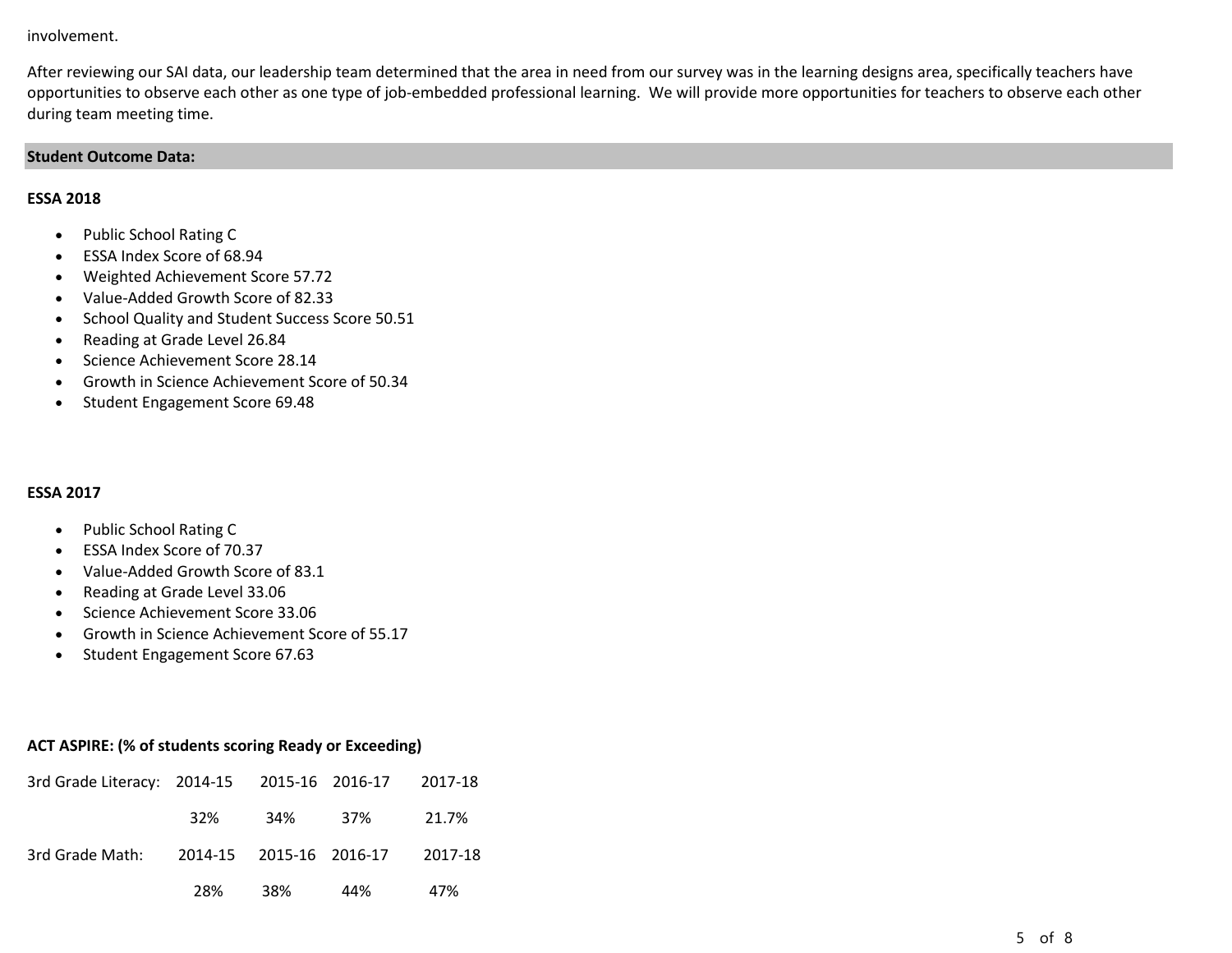involvement.

After reviewing our SAI data, our leadership team determined that the area in need from our survey was in the learning designs area, specifically teachers have opportunities to observe each other as one type of job-embedded professional learning. We will provide more opportunities for teachers to observe each other during team meeting time.

**Student Outcome Data:**

**ESSA 2018**

- Public School Rating C
- ESSA Index Score of 68.94
- Weighted Achievement Score 57.72
- Value-Added Growth Score of 82.33
- School Quality and Student Success Score 50.51
- Reading at Grade Level 26.84
- Science Achievement Score 28.14
- Growth in Science Achievement Score of 50.34
- Student Engagement Score 69.48

**ESSA 2017**

- Public School Rating C
- ESSA Index Score of 70.37
- Value-Added Growth Score of 83.1
- Reading at Grade Level 33.06
- Science Achievement Score 33.06
- Growth in Science Achievement Score of 55.17
- Student Engagement Score 67.63

**ACT ASPIRE: (% of students scoring Ready or Exceeding)**

| 3rd Grade Literacy: | 2014-15 | 2015-16 | 2016-17 | 2017-18 |
|---|---|---|---|---|
| | 32% | 34% | 37% | 21.7% |
| 3rd Grade Math: | 2014-15 | 2015-16 | 2016-17 | 2017-18 |
| | 28% | 38% | 44% | 47% |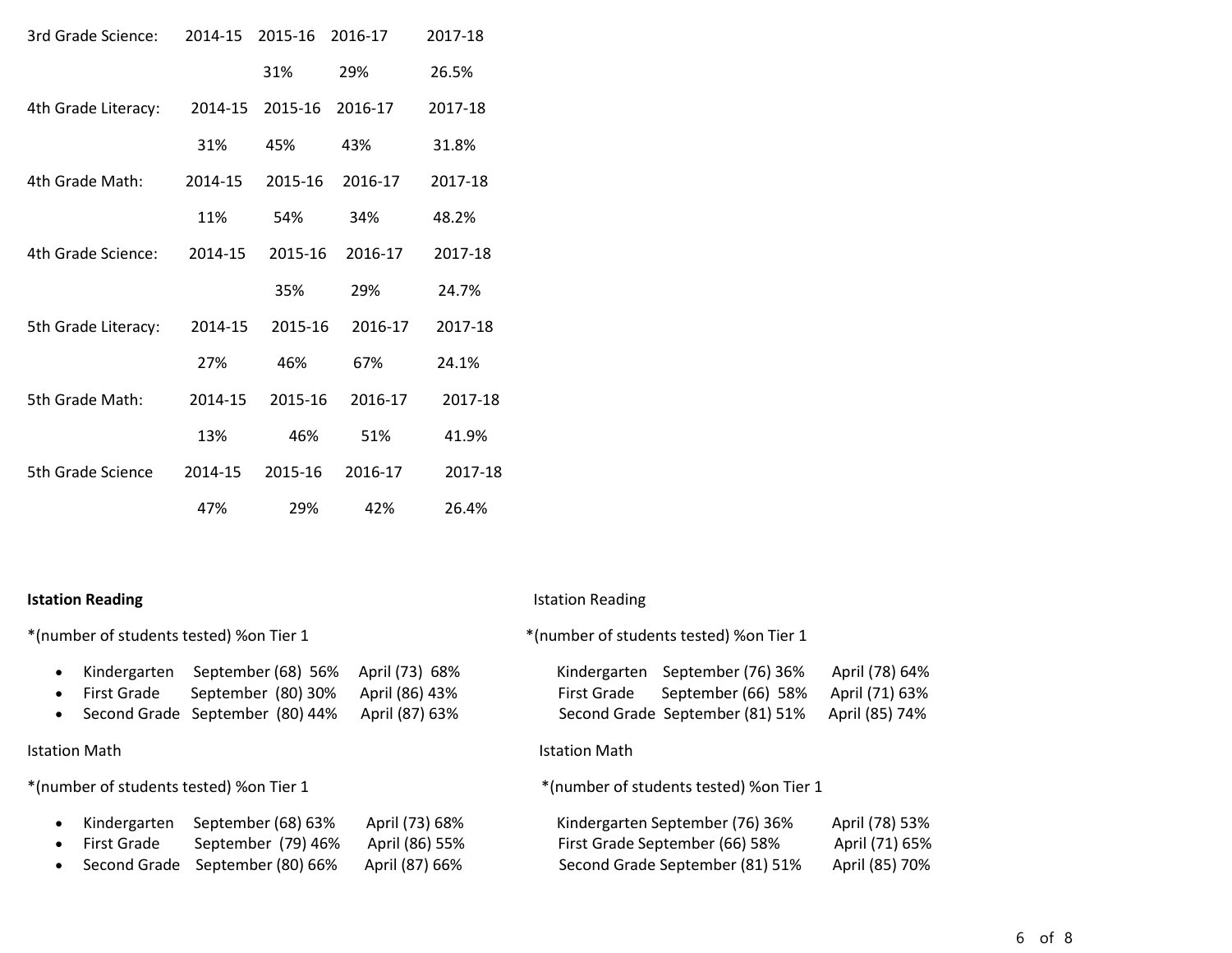| | 2014-15 | 2015-16 | 2016-17 | 2017-18 |
|---|---|---|---|---|
| 3rd Grade Science: | | 31% | 29% | 26.5% |
| 4th Grade Literacy: | 31% | 45% | 43% | 31.8% |
| 4th Grade Math: | 11% | 54% | 34% | 48.2% |
| 4th Grade Science: | | 35% | 29% | 24.7% |
| 5th Grade Literacy: | 27% | 46% | 67% | 24.1% |
| 5th Grade Math: | 13% | 46% | 51% | 41.9% |
| 5th Grade Science | 47% | 29% | 42% | 26.4% |

**Istation Reading**

*(number of students tested) %on Tier 1

- Kindergarten September (68) 56% April (73) 68%
- First Grade September (80) 30% April (86) 43%
- Second Grade September (80) 44% April (87) 63%

Istation Math

*(number of students tested) %on Tier 1

- Kindergarten September (68) 63% April (73) 68%
- First Grade September (79) 46% April (86) 55%
- Second Grade September (80) 66% April (87) 66%

Istation Reading

*(number of students tested) %on Tier 1

Kindergarten September (76) 36% April (78) 64%
First Grade September (66) 58% April (71) 63%
Second Grade September (81) 51% April (85) 74%

Istation Math

*(number of students tested) %on Tier 1

Kindergarten September (76) 36% April (78) 53%
First Grade September (66) 58% April (71) 65%
Second Grade September (81) 51% April (85) 70%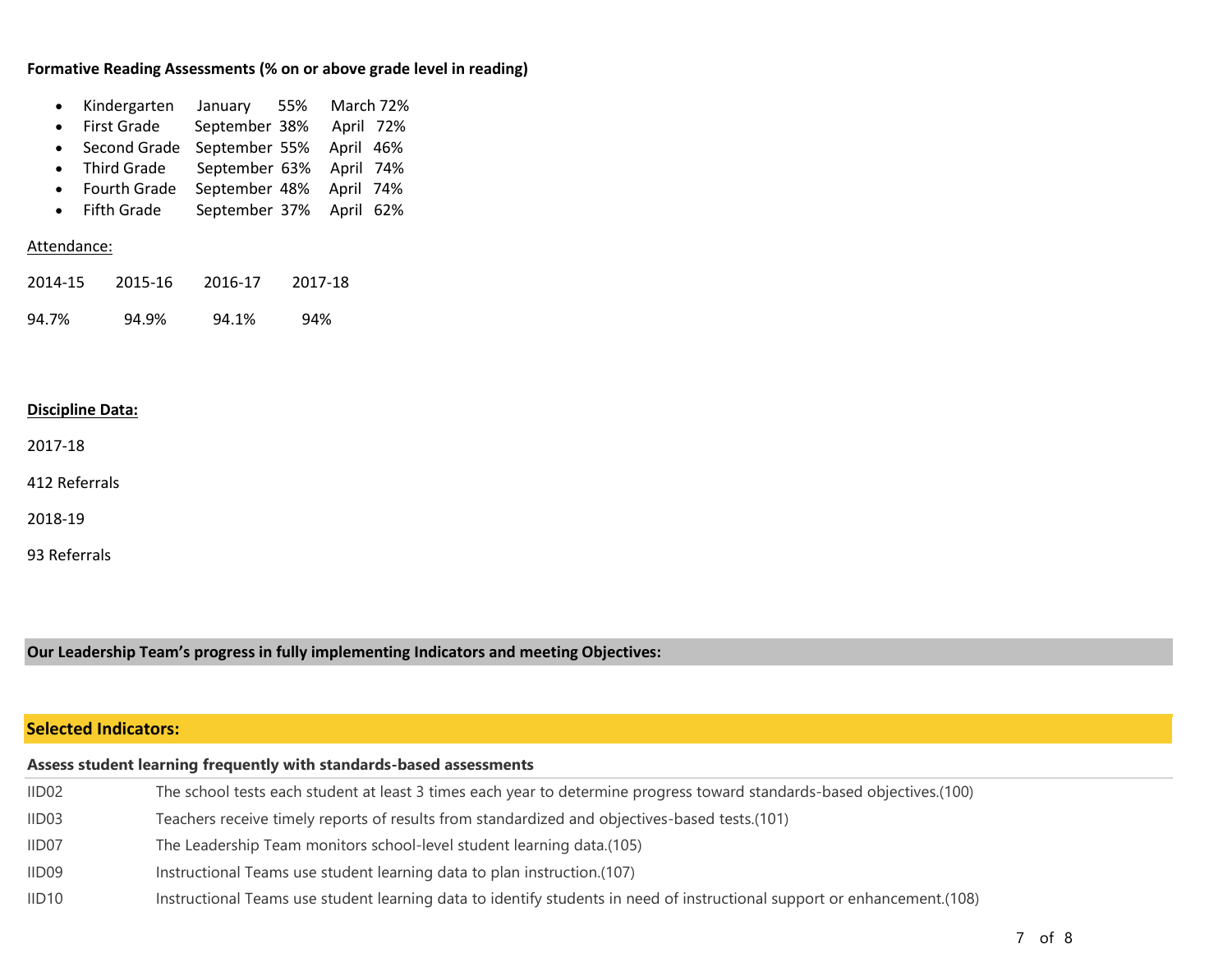**Formative Reading Assessments (% on or above grade level in reading)**

- Kindergarten January 55% March 72%
- First Grade September 38% April 72%
- Second Grade September 55% April 46%
- Third Grade September 63% April 74%
- Fourth Grade September 48% April 74%
- Fifth Grade September 37% April 62%

Attendance:

| 2014-15 | 2015-16 | 2016-17 | 2017-18 |
|---|---|---|---|
| 94.7% | 94.9% | 94.1% | 94% |

**Discipline Data:**

2017-18

412 Referrals

2018-19

93 Referrals

**Our Leadership Team's progress in fully implementing Indicators and meeting Objectives:**

## Selected Indicators:

**Assess student learning frequently with standards-based assessments**

| | |
|---|---|
| IID02 | The school tests each student at least 3 times each year to determine progress toward standards-based objectives.(100) |
| IID03 | Teachers receive timely reports of results from standardized and objectives-based tests.(101) |
| IID07 | The Leadership Team monitors school-level student learning data.(105) |
| IID09 | Instructional Teams use student learning data to plan instruction.(107) |
| IID10 | Instructional Teams use student learning data to identify students in need of instructional support or enhancement.(108) |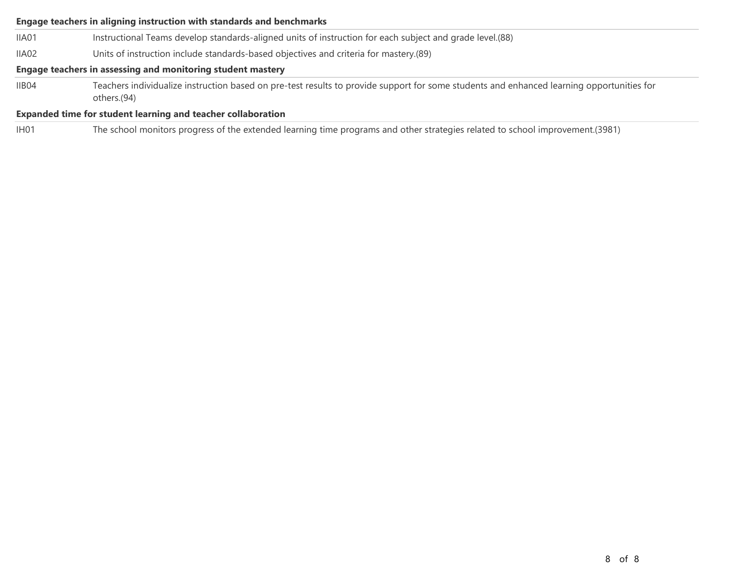**Engage teachers in aligning instruction with standards and benchmarks**

| | |
|---|---|
| IIA01 | Instructional Teams develop standards-aligned units of instruction for each subject and grade level.(88) |
| IIA02 | Units of instruction include standards-based objectives and criteria for mastery.(89) |

**Engage teachers in assessing and monitoring student mastery**

| | |
|---|---|
| IIB04 | Teachers individualize instruction based on pre-test results to provide support for some students and enhanced learning opportunities for others.(94) |

**Expanded time for student learning and teacher collaboration**

| | |
|---|---|
| IH01 | The school monitors progress of the extended learning time programs and other strategies related to school improvement.(3981) |